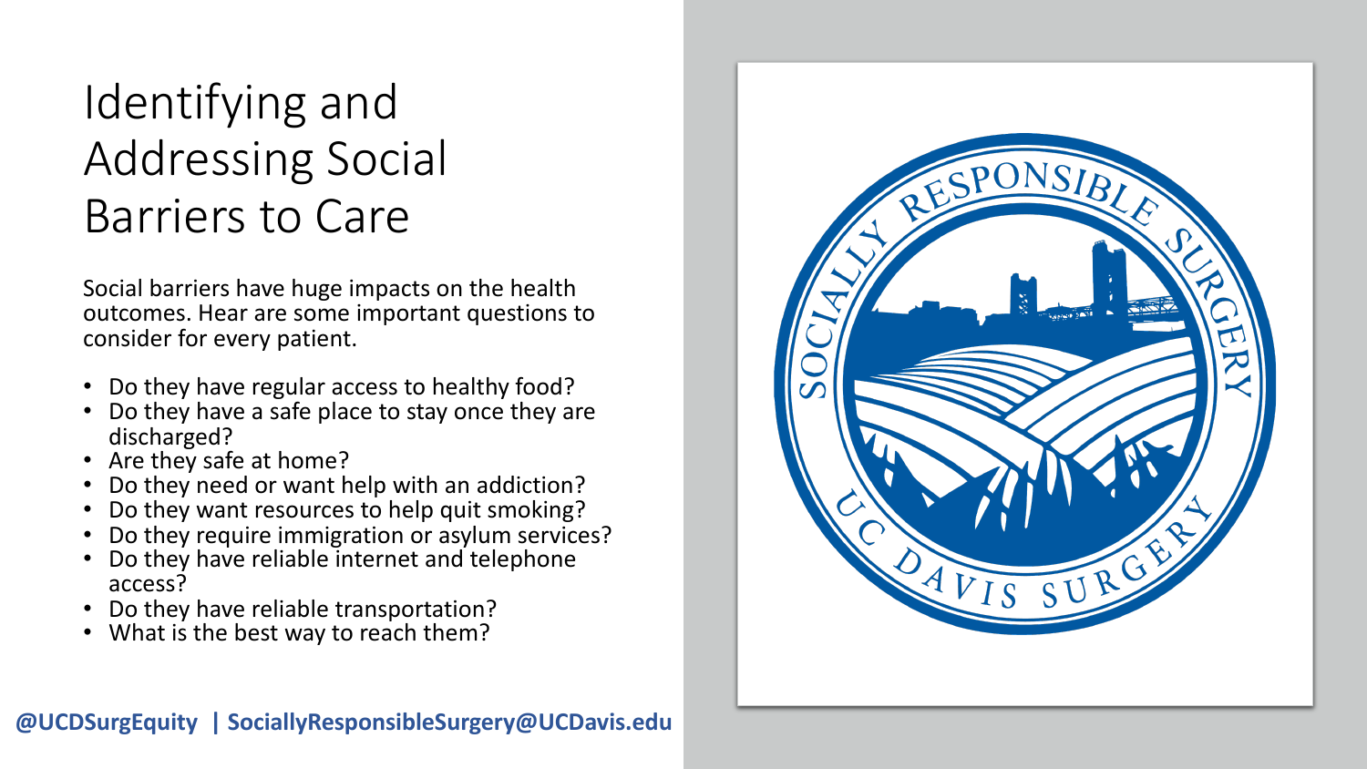# Identifying and Addressing Social Barriers to Care

Social barriers have huge impacts on the health outcomes. Hear are some important questions to consider for every patient.

- Do they have regular access to healthy food?
- Do they have a safe place to stay once they are discharged?
- Are they safe at home?
- Do they need or want help with an addiction?
- Do they want resources to help quit smoking?
- Do they require immigration or asylum services?
- Do they have reliable internet and telephone access?
- Do they have reliable transportation?
- What is the best way to reach them?

**@UCDSurgEquity | SociallyResponsibleSurgery@UCDavis.edu**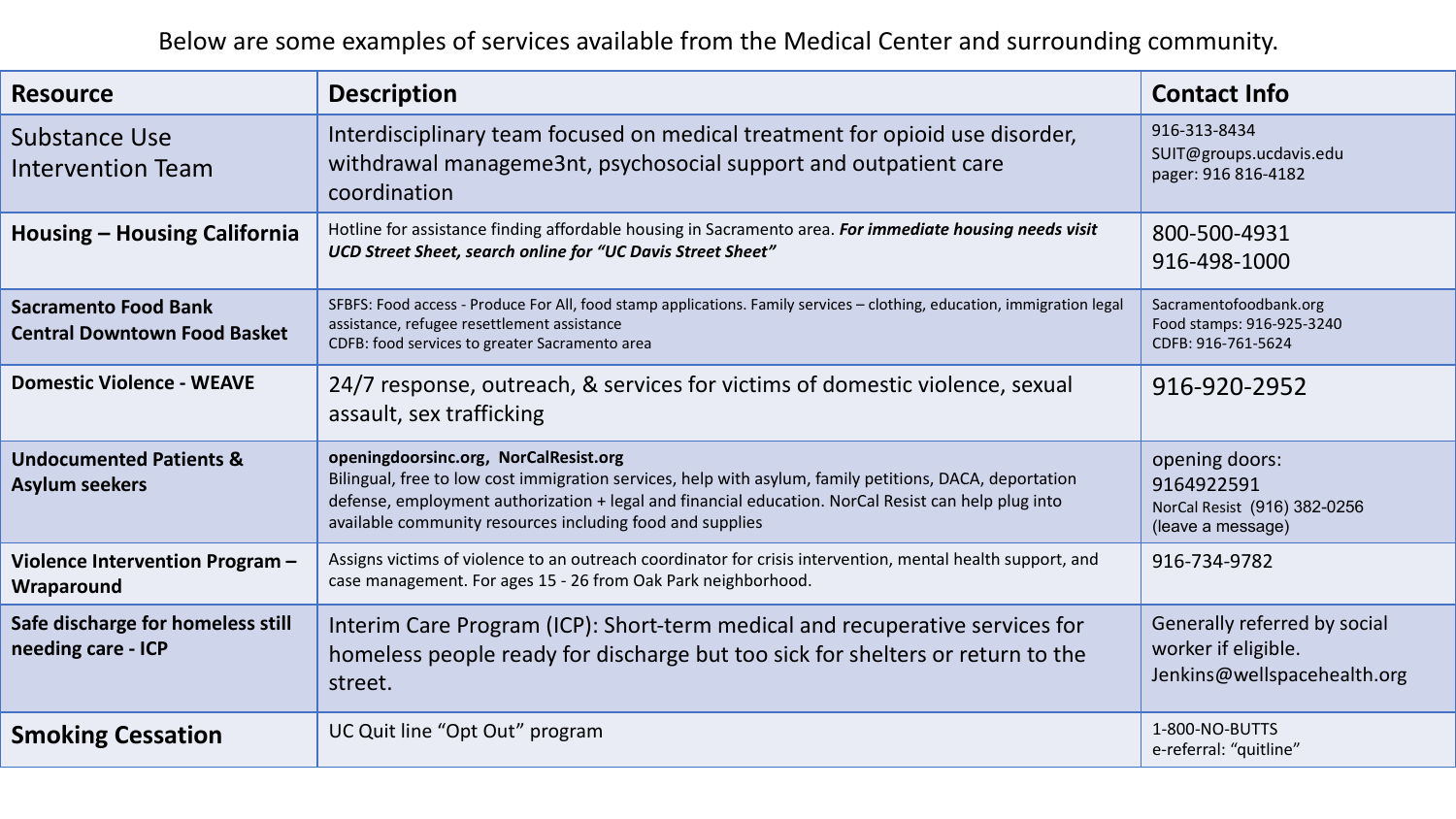Below are some examples of services available from the Medical Center and surrounding community.

| Resource | Description | Contact Info |
|---|---|---|
| Substance Use Intervention Team | Interdisciplinary team focused on medical treatment for opioid use disorder, withdrawal manageme3nt, psychosocial support and outpatient care coordination | 916-313-8434<br>SUIT@groups.ucdavis.edu<br>pager: 916 816-4182 |
| **Housing – Housing California** | Hotline for assistance finding affordable housing in Sacramento area. ***For immediate housing needs visit UCD Street Sheet, search online for "UC Davis Street Sheet"*** | 800-500-4931<br>916-498-1000 |
| **Sacramento Food Bank**<br>**Central Downtown Food Basket** | SFBFS: Food access - Produce For All, food stamp applications. Family services – clothing, education, immigration legal assistance, refugee resettlement assistance<br>CDFB: food services to greater Sacramento area | Sacramentofoodbank.org<br>Food stamps: 916-925-3240<br>CDFB: 916-761-5624 |
| **Domestic Violence - WEAVE** | 24/7 response, outreach, & services for victims of domestic violence, sexual assault, sex trafficking | 916-920-2952 |
| **Undocumented Patients & Asylum seekers** | **openingdoorsinc.org, NorCalResist.org**<br>Bilingual, free to low cost immigration services, help with asylum, family petitions, DACA, deportation defense, employment authorization + legal and financial education. NorCal Resist can help plug into available community resources including food and supplies | opening doors: 9164922591<br>NorCal Resist (916) 382-0256 (leave a message) |
| **Violence Intervention Program – Wraparound** | Assigns victims of violence to an outreach coordinator for crisis intervention, mental health support, and case management. For ages 15 - 26 from Oak Park neighborhood. | 916-734-9782 |
| **Safe discharge for homeless still needing care - ICP** | Interim Care Program (ICP): Short-term medical and recuperative services for homeless people ready for discharge but too sick for shelters or return to the street. | Generally referred by social worker if eligible.<br>Jenkins@wellspacehealth.org |
| **Smoking Cessation** | UC Quit line "Opt Out" program | 1-800-NO-BUTTS<br>e-referral: "quitline" |